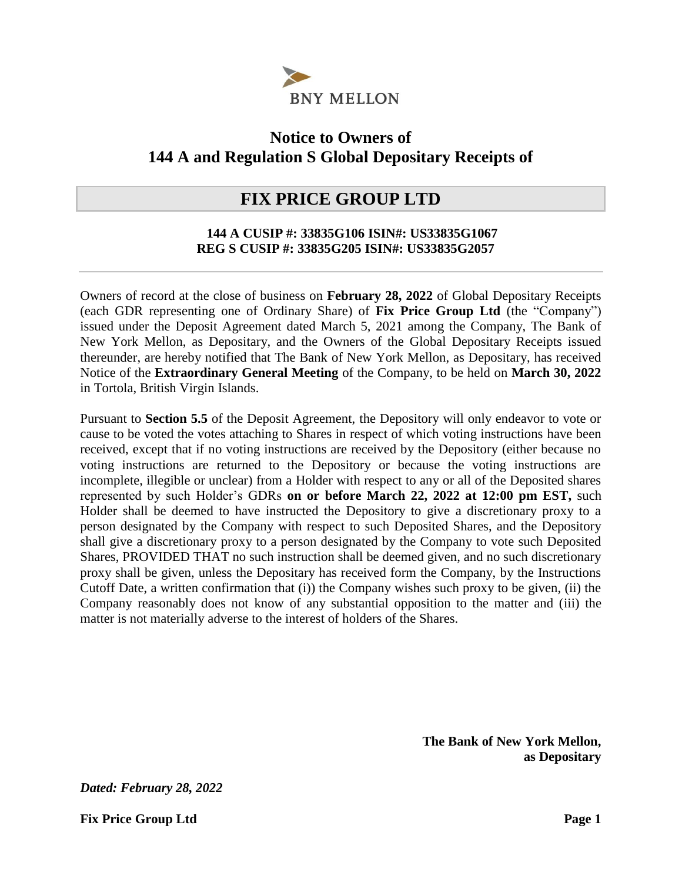BNY MELLON

# Notice to Owners of 144 A and Regulation S Global Depositary Receipts of

## FIX PRICE GROUP LTD

**144 A CUSIP #: 33835G106 ISIN#: US33835G1067**
**REG S CUSIP #: 33835G205 ISIN#: US33835G2057**

---

Owners of record at the close of business on **February 28, 2022** of Global Depositary Receipts (each GDR representing one of Ordinary Share) of **Fix Price Group Ltd** (the "Company") issued under the Deposit Agreement dated March 5, 2021 among the Company, The Bank of New York Mellon, as Depositary, and the Owners of the Global Depositary Receipts issued thereunder, are hereby notified that The Bank of New York Mellon, as Depositary, has received Notice of the **Extraordinary General Meeting** of the Company, to be held on **March 30, 2022** in Tortola, British Virgin Islands.

Pursuant to **Section 5.5** of the Deposit Agreement, the Depository will only endeavor to vote or cause to be voted the votes attaching to Shares in respect of which voting instructions have been received, except that if no voting instructions are received by the Depository (either because no voting instructions are returned to the Depository or because the voting instructions are incomplete, illegible or unclear) from a Holder with respect to any or all of the Deposited shares represented by such Holder's GDRs **on or before March 22, 2022 at 12:00 pm EST,** such Holder shall be deemed to have instructed the Depository to give a discretionary proxy to a person designated by the Company with respect to such Deposited Shares, and the Depository shall give a discretionary proxy to a person designated by the Company to vote such Deposited Shares, PROVIDED THAT no such instruction shall be deemed given, and no such discretionary proxy shall be given, unless the Depositary has received form the Company, by the Instructions Cutoff Date, a written confirmation that (i)) the Company wishes such proxy to be given, (ii) the Company reasonably does not know of any substantial opposition to the matter and (iii) the matter is not materially adverse to the interest of holders of the Shares.

**The Bank of New York Mellon,**
**as Depositary**

***Dated: February 28, 2022***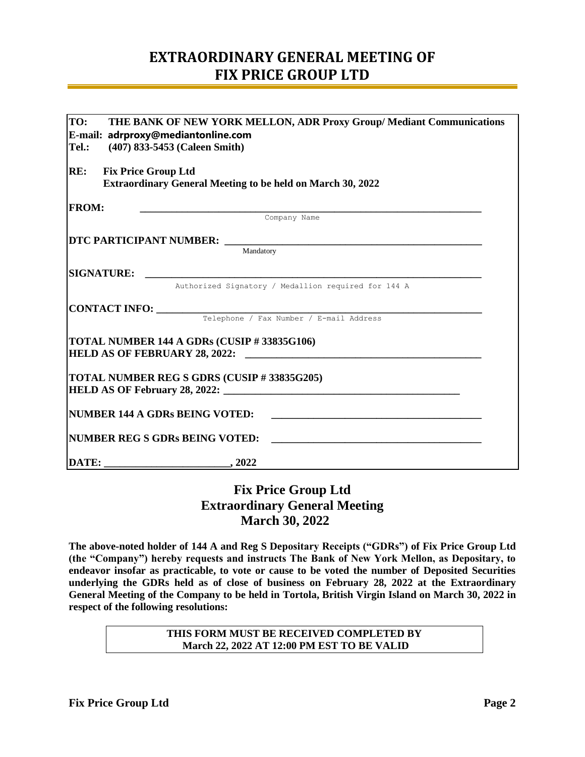# EXTRAORDINARY GENERAL MEETING OF FIX PRICE GROUP LTD

**TO:** **THE BANK OF NEW YORK MELLON, ADR Proxy Group/ Mediant Communications**
**E-mail:** **adrproxy@mediantonline.com**
**Tel.:** **(407) 833-5453 (Caleen Smith)**

**RE:** **Fix Price Group Ltd**
**Extraordinary General Meeting to be held on March 30, 2022**

**FROM:** ______________________________________________
Company Name

**DTC PARTICIPANT NUMBER:** ______________________________________________
Mandatory

**SIGNATURE:** ______________________________________________
Authorized Signatory / Medallion required for 144 A

**CONTACT INFO:** ______________________________________________
Telephone / Fax Number / E-mail Address

**TOTAL NUMBER 144 A GDRs (CUSIP # 33835G106)**
**HELD AS OF FEBRUARY 28, 2022:** ______________________________________________

**TOTAL NUMBER REG S GDRS (CUSIP # 33835G205)**
**HELD AS OF February 28, 2022:** ______________________________________________

**NUMBER 144 A GDRs BEING VOTED:** ______________________________________________

**NUMBER REG S GDRs BEING VOTED:** ______________________________________________

**DATE:** ________________________**, 2022**

## Fix Price Group Ltd
## Extraordinary General Meeting
## March 30, 2022

**The above-noted holder of 144 A and Reg S Depositary Receipts ("GDRs") of Fix Price Group Ltd (the "Company") hereby requests and instructs The Bank of New York Mellon, as Depositary, to endeavor insofar as practicable, to vote or cause to be voted the number of Deposited Securities underlying the GDRs held as of close of business on February 28, 2022 at the Extraordinary General Meeting of the Company to be held in Tortola, British Virgin Island on March 30, 2022 in respect of the following resolutions:**

**THIS FORM MUST BE RECEIVED COMPLETED BY March 22, 2022 AT 12:00 PM EST TO BE VALID**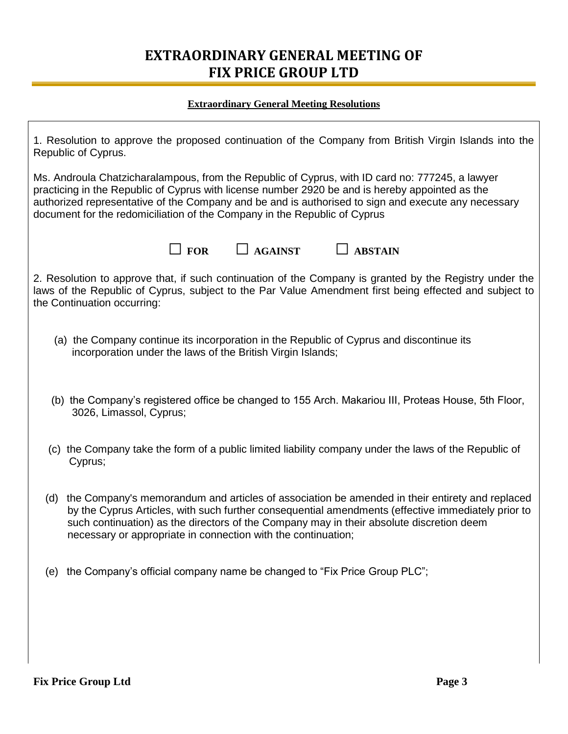# EXTRAORDINARY GENERAL MEETING OF FIX PRICE GROUP LTD

**Extraordinary General Meeting Resolutions**

1. Resolution to approve the proposed continuation of the Company from British Virgin Islands into the Republic of Cyprus.

Ms. Androula Chatzicharalampous, from the Republic of Cyprus, with ID card no: 777245, a lawyer practicing in the Republic of Cyprus with license number 2920 be and is hereby appointed as the authorized representative of the Company and be and is authorised to sign and execute any necessary document for the redomiciliation of the Company in the Republic of Cyprus

☐ **FOR** ☐ **AGAINST** ☐ **ABSTAIN**

2. Resolution to approve that, if such continuation of the Company is granted by the Registry under the laws of the Republic of Cyprus, subject to the Par Value Amendment first being effected and subject to the Continuation occurring:

(a) the Company continue its incorporation in the Republic of Cyprus and discontinue its incorporation under the laws of the British Virgin Islands;

(b) the Company's registered office be changed to 155 Arch. Makariou III, Proteas House, 5th Floor, 3026, Limassol, Cyprus;

(c) the Company take the form of a public limited liability company under the laws of the Republic of Cyprus;

(d) the Company's memorandum and articles of association be amended in their entirety and replaced by the Cyprus Articles, with such further consequential amendments (effective immediately prior to such continuation) as the directors of the Company may in their absolute discretion deem necessary or appropriate in connection with the continuation;

(e) the Company's official company name be changed to "Fix Price Group PLC";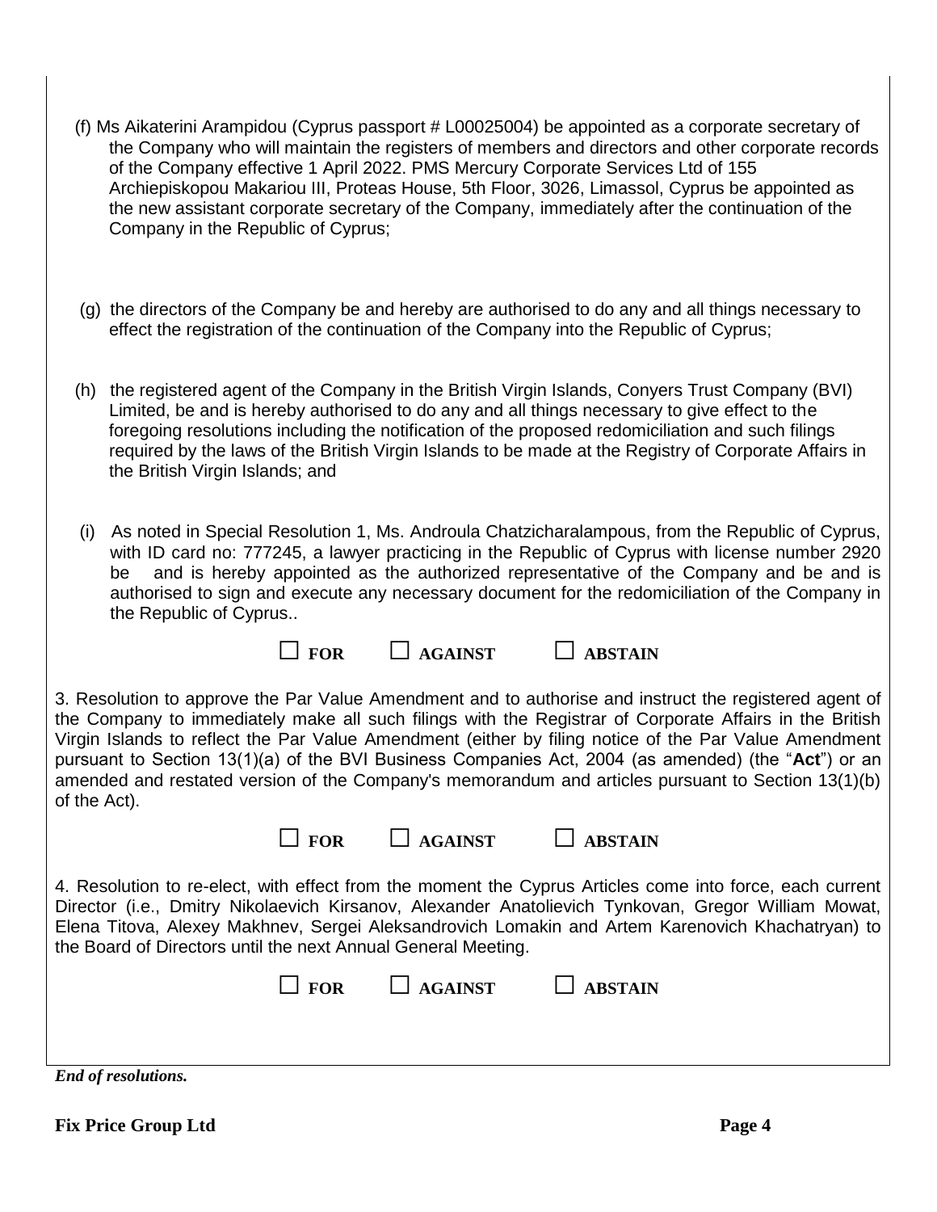(f) Ms Aikaterini Arampidou (Cyprus passport # L00025004) be appointed as a corporate secretary of the Company who will maintain the registers of members and directors and other corporate records of the Company effective 1 April 2022. PMS Mercury Corporate Services Ltd of 155 Archiepiskopou Makariou III, Proteas House, 5th Floor, 3026, Limassol, Cyprus be appointed as the new assistant corporate secretary of the Company, immediately after the continuation of the Company in the Republic of Cyprus;

(g) the directors of the Company be and hereby are authorised to do any and all things necessary to effect the registration of the continuation of the Company into the Republic of Cyprus;

(h) the registered agent of the Company in the British Virgin Islands, Conyers Trust Company (BVI) Limited, be and is hereby authorised to do any and all things necessary to give effect to the foregoing resolutions including the notification of the proposed redomiciliation and such filings required by the laws of the British Virgin Islands to be made at the Registry of Corporate Affairs in the British Virgin Islands; and

(i) As noted in Special Resolution 1, Ms. Androula Chatzicharalampous, from the Republic of Cyprus, with ID card no: 777245, a lawyer practicing in the Republic of Cyprus with license number 2920 be and is hereby appointed as the authorized representative of the Company and be and is authorised to sign and execute any necessary document for the redomiciliation of the Company in the Republic of Cyprus..

☐ **FOR** ☐ **AGAINST** ☐ **ABSTAIN**

3. Resolution to approve the Par Value Amendment and to authorise and instruct the registered agent of the Company to immediately make all such filings with the Registrar of Corporate Affairs in the British Virgin Islands to reflect the Par Value Amendment (either by filing notice of the Par Value Amendment pursuant to Section 13(1)(a) of the BVI Business Companies Act, 2004 (as amended) (the "**Act**") or an amended and restated version of the Company's memorandum and articles pursuant to Section 13(1)(b) of the Act).

☐ **FOR** ☐ **AGAINST** ☐ **ABSTAIN**

4. Resolution to re-elect, with effect from the moment the Cyprus Articles come into force, each current Director (i.e., Dmitry Nikolaevich Kirsanov, Alexander Anatolievich Tynkovan, Gregor William Mowat, Elena Titova, Alexey Makhnev, Sergei Aleksandrovich Lomakin and Artem Karenovich Khachatryan) to the Board of Directors until the next Annual General Meeting.

☐ **FOR** ☐ **AGAINST** ☐ **ABSTAIN**

***End of resolutions.***